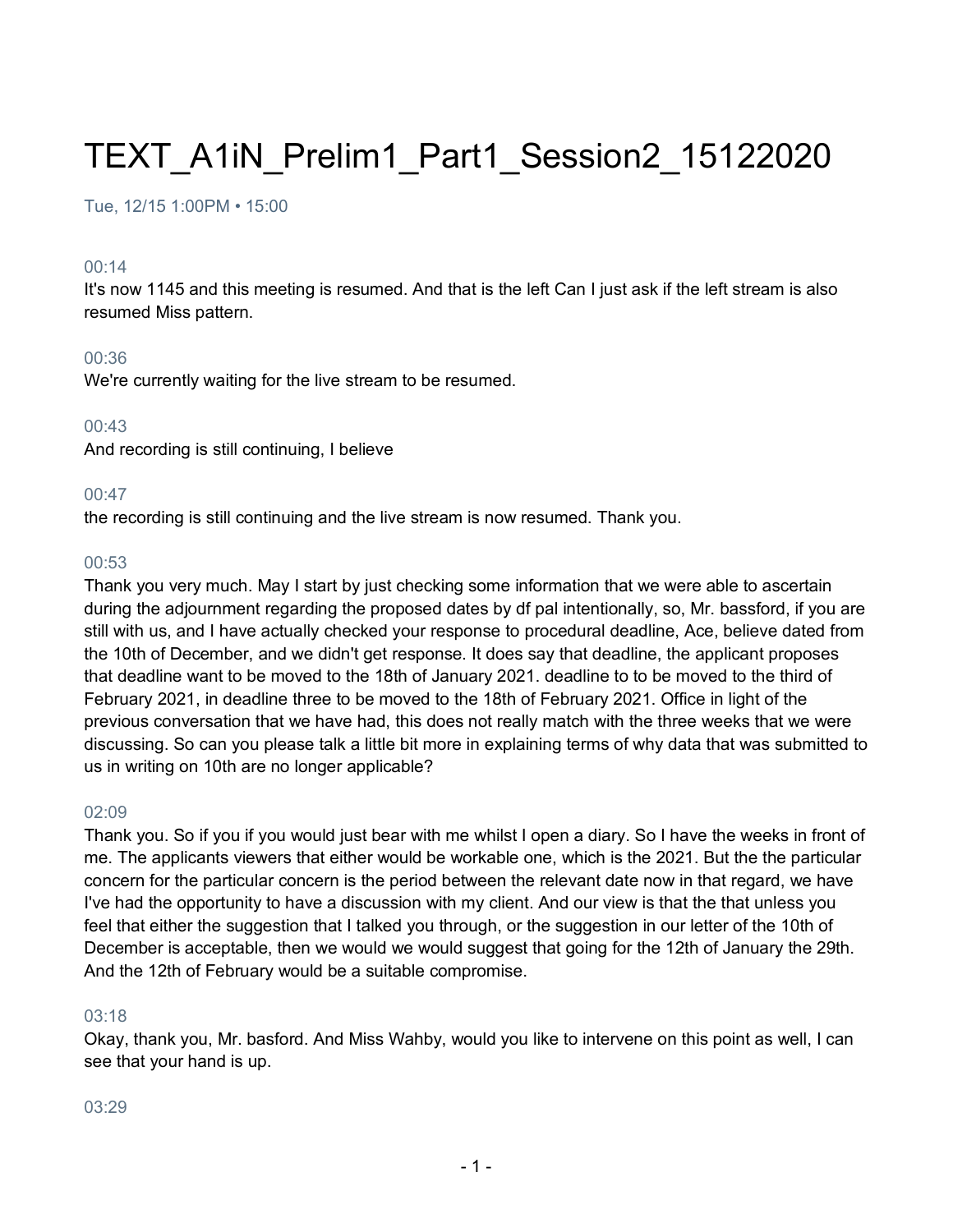# TEXT_A1iN_Prelim1_Part1_Session2_15122020

Tue, 12/15 1:00PM • 15:00

00:14

It's now 1145 and this meeting is resumed. And that is the left Can I just ask if the left stream is also resumed Miss pattern.

00:36

We're currently waiting for the live stream to be resumed.

00:43

And recording is still continuing, I believe

00:47

the recording is still continuing and the live stream is now resumed. Thank you.

00:53

Thank you very much. May I start by just checking some information that we were able to ascertain during the adjournment regarding the proposed dates by df pal intentionally, so, Mr. bassford, if you are still with us, and I have actually checked your response to procedural deadline, Ace, believe dated from the 10th of December, and we didn't get response. It does say that deadline, the applicant proposes that deadline want to be moved to the 18th of January 2021. deadline to to be moved to the third of February 2021, in deadline three to be moved to the 18th of February 2021. Office in light of the previous conversation that we have had, this does not really match with the three weeks that we were discussing. So can you please talk a little bit more in explaining terms of why data that was submitted to us in writing on 10th are no longer applicable?

02:09

Thank you. So if you if you would just bear with me whilst I open a diary. So I have the weeks in front of me. The applicants viewers that either would be workable one, which is the 2021. But the the particular concern for the particular concern is the period between the relevant date now in that regard, we have I've had the opportunity to have a discussion with my client. And our view is that the that unless you feel that either the suggestion that I talked you through, or the suggestion in our letter of the 10th of December is acceptable, then we would we would suggest that going for the 12th of January the 29th. And the 12th of February would be a suitable compromise.

03:18

Okay, thank you, Mr. basford. And Miss Wahby, would you like to intervene on this point as well, I can see that your hand is up.

03:29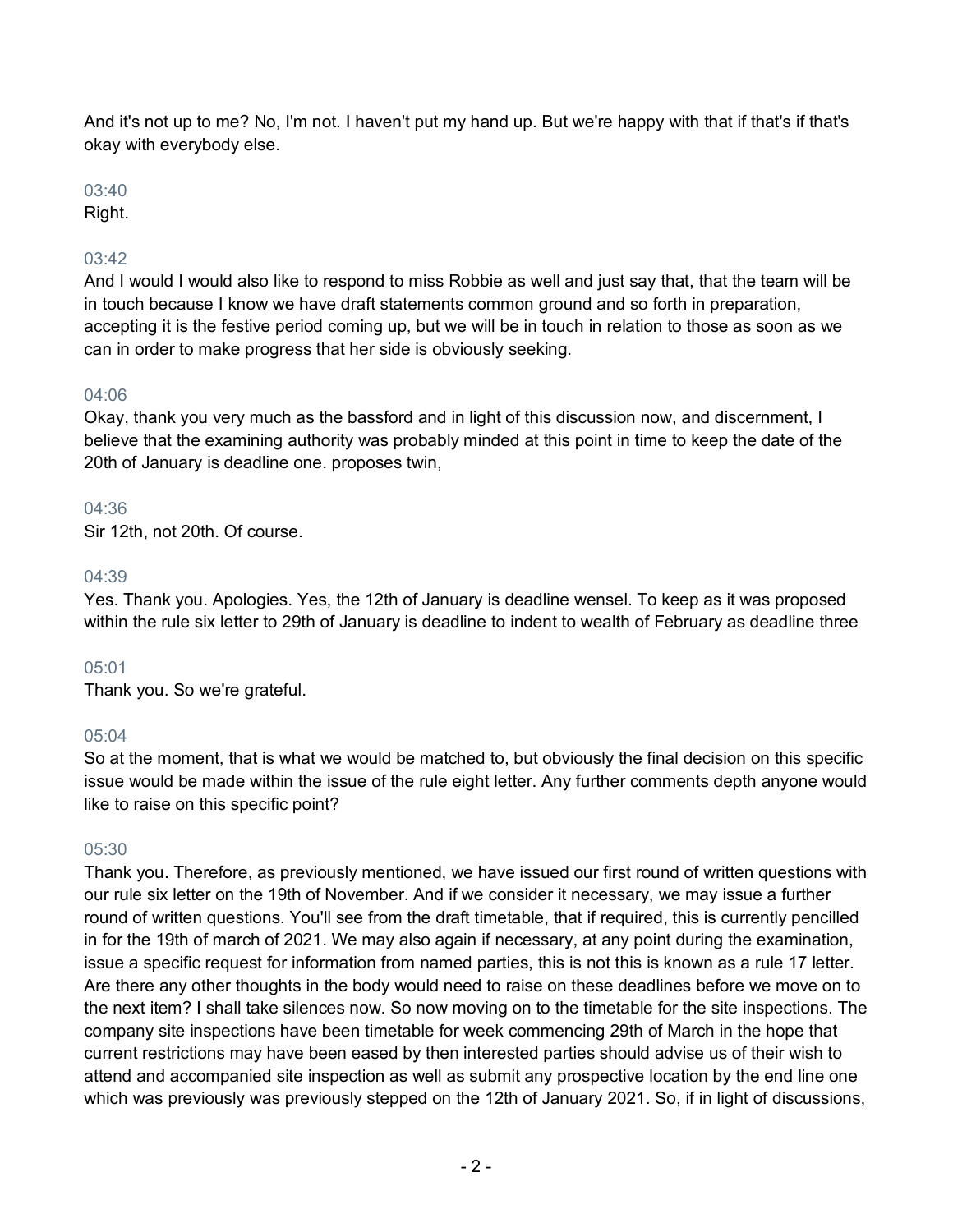And it's not up to me? No, I'm not. I haven't put my hand up. But we're happy with that if that's if that's okay with everybody else.

03:40
Right.

03:42
And I would I would also like to respond to miss Robbie as well and just say that, that the team will be in touch because I know we have draft statements common ground and so forth in preparation, accepting it is the festive period coming up, but we will be in touch in relation to those as soon as we can in order to make progress that her side is obviously seeking.

04:06
Okay, thank you very much as the bassford and in light of this discussion now, and discernment, I believe that the examining authority was probably minded at this point in time to keep the date of the 20th of January is deadline one. proposes twin,

04:36
Sir 12th, not 20th. Of course.

04:39
Yes. Thank you. Apologies. Yes, the 12th of January is deadline wensel. To keep as it was proposed within the rule six letter to 29th of January is deadline to indent to wealth of February as deadline three

05:01
Thank you. So we're grateful.

05:04
So at the moment, that is what we would be matched to, but obviously the final decision on this specific issue would be made within the issue of the rule eight letter. Any further comments depth anyone would like to raise on this specific point?

05:30
Thank you. Therefore, as previously mentioned, we have issued our first round of written questions with our rule six letter on the 19th of November. And if we consider it necessary, we may issue a further round of written questions. You'll see from the draft timetable, that if required, this is currently pencilled in for the 19th of march of 2021. We may also again if necessary, at any point during the examination, issue a specific request for information from named parties, this is not this is known as a rule 17 letter. Are there any other thoughts in the body would need to raise on these deadlines before we move on to the next item? I shall take silences now. So now moving on to the timetable for the site inspections. The company site inspections have been timetable for week commencing 29th of March in the hope that current restrictions may have been eased by then interested parties should advise us of their wish to attend and accompanied site inspection as well as submit any prospective location by the end line one which was previously was previously stepped on the 12th of January 2021. So, if in light of discussions,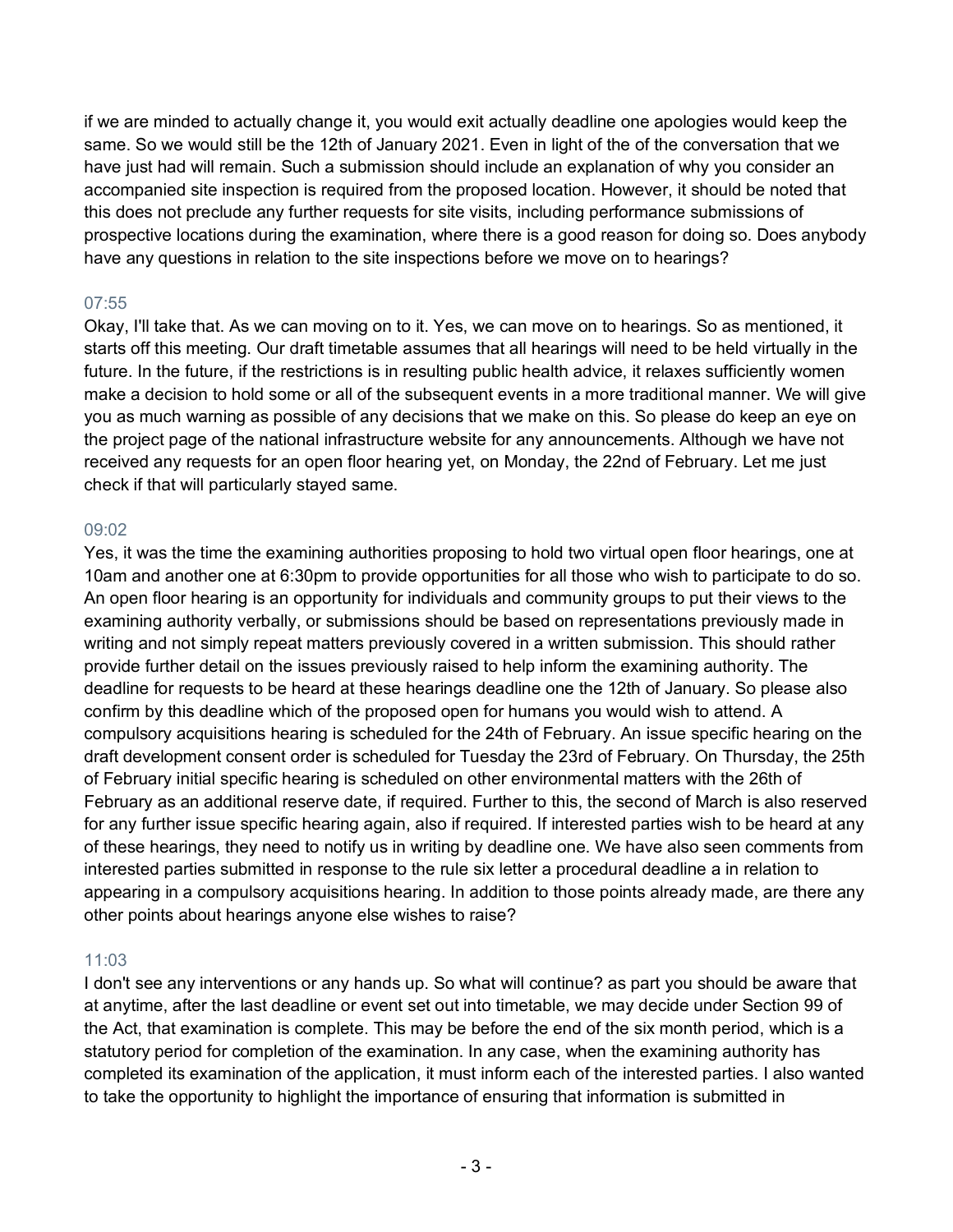if we are minded to actually change it, you would exit actually deadline one apologies would keep the same. So we would still be the 12th of January 2021. Even in light of the of the conversation that we have just had will remain. Such a submission should include an explanation of why you consider an accompanied site inspection is required from the proposed location. However, it should be noted that this does not preclude any further requests for site visits, including performance submissions of prospective locations during the examination, where there is a good reason for doing so. Does anybody have any questions in relation to the site inspections before we move on to hearings?

07:55

Okay, I'll take that. As we can moving on to it. Yes, we can move on to hearings. So as mentioned, it starts off this meeting. Our draft timetable assumes that all hearings will need to be held virtually in the future. In the future, if the restrictions is in resulting public health advice, it relaxes sufficiently women make a decision to hold some or all of the subsequent events in a more traditional manner. We will give you as much warning as possible of any decisions that we make on this. So please do keep an eye on the project page of the national infrastructure website for any announcements. Although we have not received any requests for an open floor hearing yet, on Monday, the 22nd of February. Let me just check if that will particularly stayed same.

09:02

Yes, it was the time the examining authorities proposing to hold two virtual open floor hearings, one at 10am and another one at 6:30pm to provide opportunities for all those who wish to participate to do so. An open floor hearing is an opportunity for individuals and community groups to put their views to the examining authority verbally, or submissions should be based on representations previously made in writing and not simply repeat matters previously covered in a written submission. This should rather provide further detail on the issues previously raised to help inform the examining authority. The deadline for requests to be heard at these hearings deadline one the 12th of January. So please also confirm by this deadline which of the proposed open for humans you would wish to attend. A compulsory acquisitions hearing is scheduled for the 24th of February. An issue specific hearing on the draft development consent order is scheduled for Tuesday the 23rd of February. On Thursday, the 25th of February initial specific hearing is scheduled on other environmental matters with the 26th of February as an additional reserve date, if required. Further to this, the second of March is also reserved for any further issue specific hearing again, also if required. If interested parties wish to be heard at any of these hearings, they need to notify us in writing by deadline one. We have also seen comments from interested parties submitted in response to the rule six letter a procedural deadline a in relation to appearing in a compulsory acquisitions hearing. In addition to those points already made, are there any other points about hearings anyone else wishes to raise?

11:03

I don't see any interventions or any hands up. So what will continue? as part you should be aware that at anytime, after the last deadline or event set out into timetable, we may decide under Section 99 of the Act, that examination is complete. This may be before the end of the six month period, which is a statutory period for completion of the examination. In any case, when the examining authority has completed its examination of the application, it must inform each of the interested parties. I also wanted to take the opportunity to highlight the importance of ensuring that information is submitted in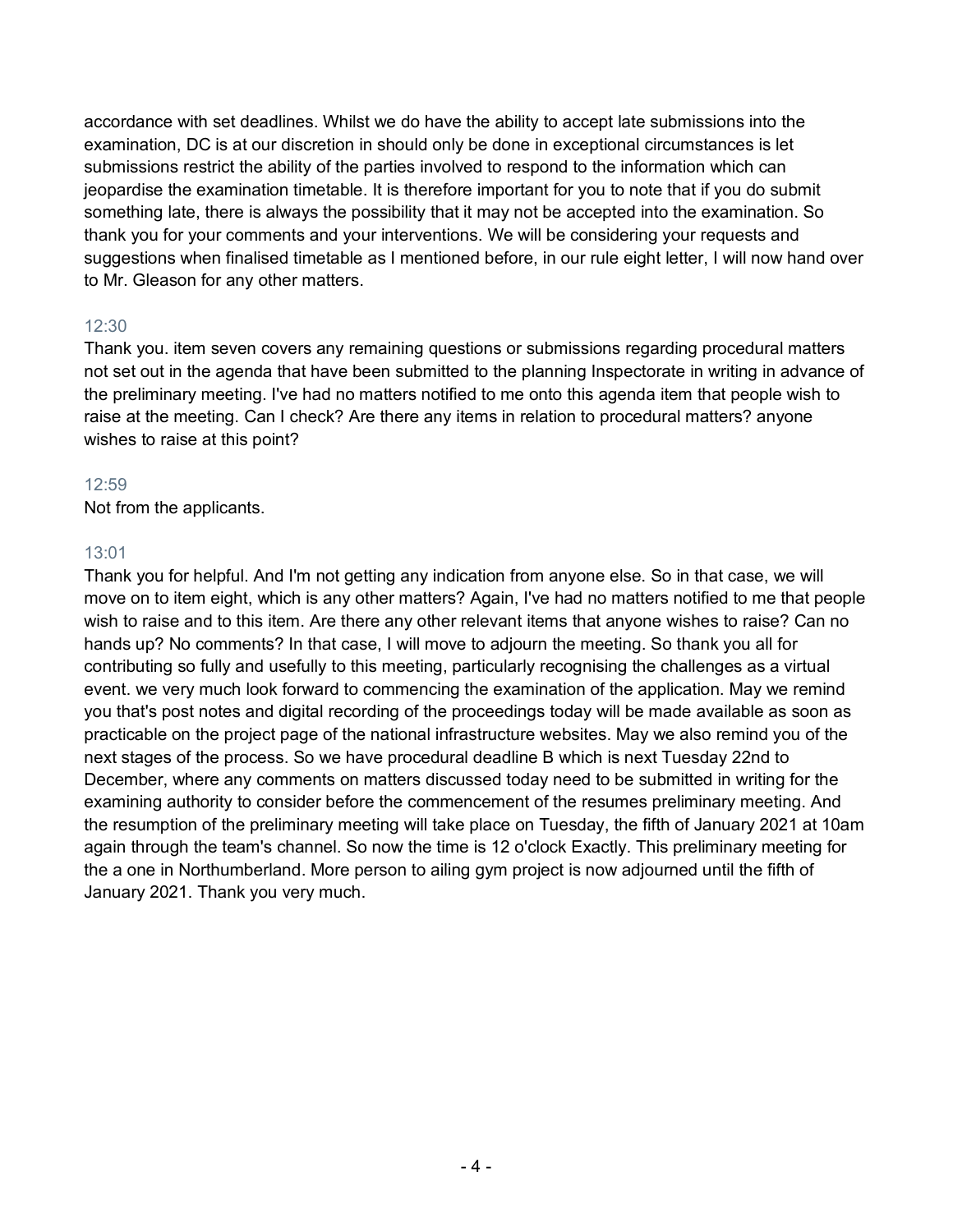accordance with set deadlines. Whilst we do have the ability to accept late submissions into the examination, DC is at our discretion in should only be done in exceptional circumstances is let submissions restrict the ability of the parties involved to respond to the information which can jeopardise the examination timetable. It is therefore important for you to note that if you do submit something late, there is always the possibility that it may not be accepted into the examination. So thank you for your comments and your interventions. We will be considering your requests and suggestions when finalised timetable as I mentioned before, in our rule eight letter, I will now hand over to Mr. Gleason for any other matters.

12:30

Thank you. item seven covers any remaining questions or submissions regarding procedural matters not set out in the agenda that have been submitted to the planning Inspectorate in writing in advance of the preliminary meeting. I've had no matters notified to me onto this agenda item that people wish to raise at the meeting. Can I check? Are there any items in relation to procedural matters? anyone wishes to raise at this point?

12:59

Not from the applicants.

13:01

Thank you for helpful. And I'm not getting any indication from anyone else. So in that case, we will move on to item eight, which is any other matters? Again, I've had no matters notified to me that people wish to raise and to this item. Are there any other relevant items that anyone wishes to raise? Can no hands up? No comments? In that case, I will move to adjourn the meeting. So thank you all for contributing so fully and usefully to this meeting, particularly recognising the challenges as a virtual event. we very much look forward to commencing the examination of the application. May we remind you that's post notes and digital recording of the proceedings today will be made available as soon as practicable on the project page of the national infrastructure websites. May we also remind you of the next stages of the process. So we have procedural deadline B which is next Tuesday 22nd to December, where any comments on matters discussed today need to be submitted in writing for the examining authority to consider before the commencement of the resumes preliminary meeting. And the resumption of the preliminary meeting will take place on Tuesday, the fifth of January 2021 at 10am again through the team's channel. So now the time is 12 o'clock Exactly. This preliminary meeting for the a one in Northumberland. More person to ailing gym project is now adjourned until the fifth of January 2021. Thank you very much.